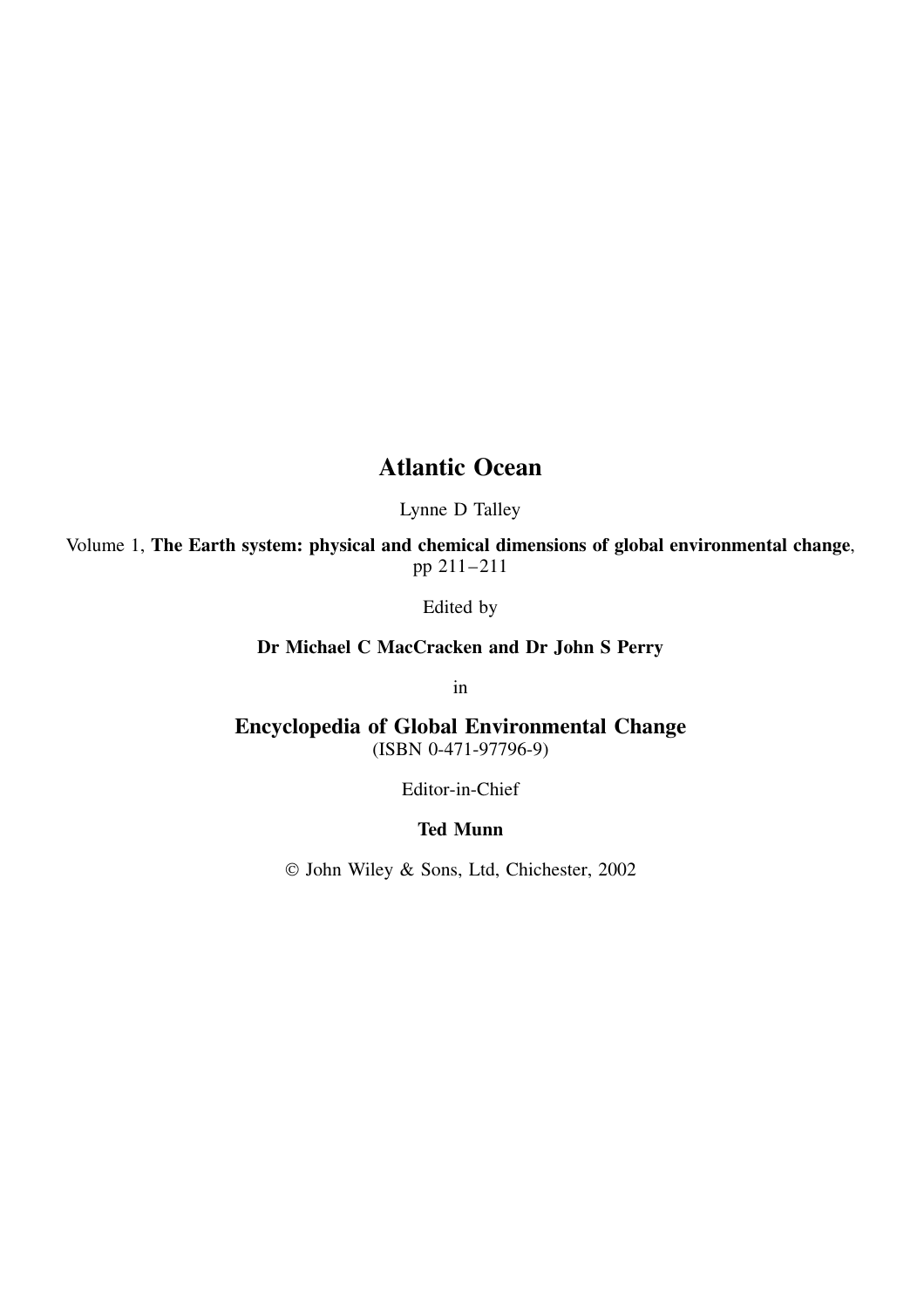# Atlantic Ocean

Lynne D Talley

Volume 1, **The Earth system: physical and chemical dimensions of global environmental change**, pp 211–211

Edited by

**Dr Michael C MacCracken and Dr John S Perry**

in

## Encyclopedia of Global Environmental Change

(ISBN 0-471-97796-9)

Editor-in-Chief

**Ted Munn**

© John Wiley & Sons, Ltd, Chichester, 2002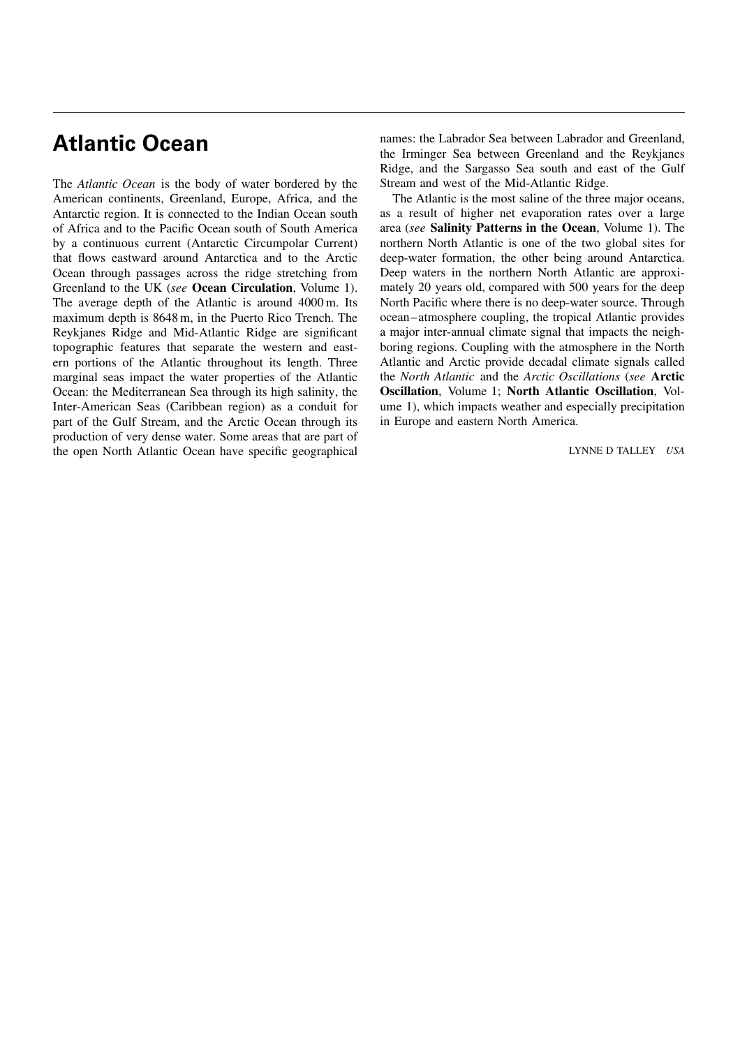# Atlantic Ocean

The *Atlantic Ocean* is the body of water bordered by the American continents, Greenland, Europe, Africa, and the Antarctic region. It is connected to the Indian Ocean south of Africa and to the Pacific Ocean south of South America by a continuous current (Antarctic Circumpolar Current) that flows eastward around Antarctica and to the Arctic Ocean through passages across the ridge stretching from Greenland to the UK (*see* **Ocean Circulation**, Volume 1). The average depth of the Atlantic is around 4000 m. Its maximum depth is 8648 m, in the Puerto Rico Trench. The Reykjanes Ridge and Mid-Atlantic Ridge are significant topographic features that separate the western and eastern portions of the Atlantic throughout its length. Three marginal seas impact the water properties of the Atlantic Ocean: the Mediterranean Sea through its high salinity, the Inter-American Seas (Caribbean region) as a conduit for part of the Gulf Stream, and the Arctic Ocean through its production of very dense water. Some areas that are part of the open North Atlantic Ocean have specific geographical names: the Labrador Sea between Labrador and Greenland, the Irminger Sea between Greenland and the Reykjanes Ridge, and the Sargasso Sea south and east of the Gulf Stream and west of the Mid-Atlantic Ridge.

The Atlantic is the most saline of the three major oceans, as a result of higher net evaporation rates over a large area (*see* **Salinity Patterns in the Ocean**, Volume 1). The northern North Atlantic is one of the two global sites for deep-water formation, the other being around Antarctica. Deep waters in the northern North Atlantic are approximately 20 years old, compared with 500 years for the deep North Pacific where there is no deep-water source. Through ocean–atmosphere coupling, the tropical Atlantic provides a major inter-annual climate signal that impacts the neighboring regions. Coupling with the atmosphere in the North Atlantic and Arctic provide decadal climate signals called the *North Atlantic* and the *Arctic Oscillations* (*see* **Arctic Oscillation**, Volume 1; **North Atlantic Oscillation**, Volume 1), which impacts weather and especially precipitation in Europe and eastern North America.

LYNNE D TALLEY *USA*